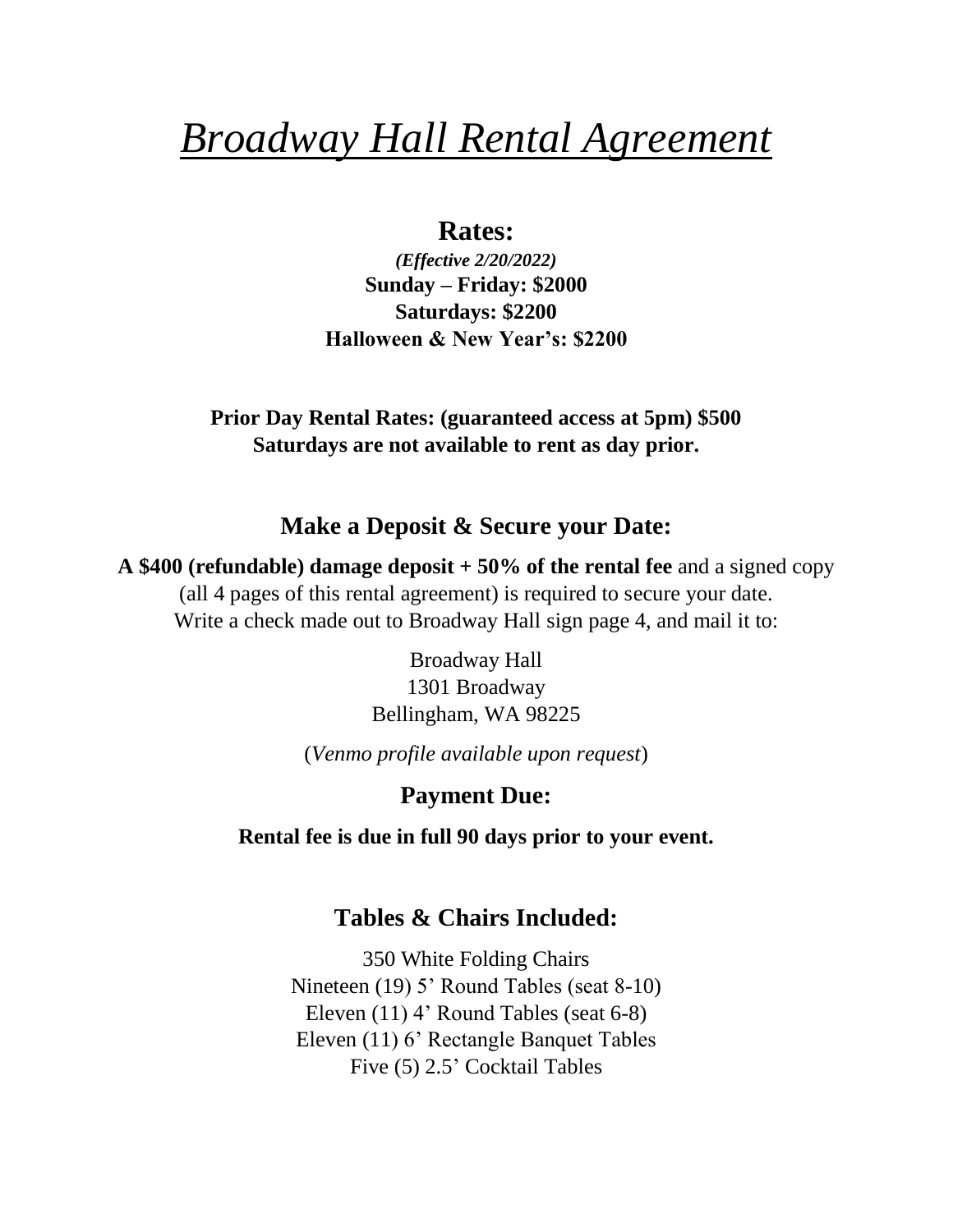# *Broadway Hall Rental Agreement*

## Rates:

***(Effective 2/20/2022)***
**Sunday – Friday: $2000**
**Saturdays: $2200**
**Halloween & New Year's: $2200**

**Prior Day Rental Rates: (guaranteed access at 5pm) $500**
**Saturdays are not available to rent as day prior.**

### Make a Deposit & Secure your Date:

**A $400 (refundable) damage deposit + 50% of the rental fee** and a signed copy (all 4 pages of this rental agreement) is required to secure your date.
Write a check made out to Broadway Hall sign page 4, and mail it to:

Broadway Hall
1301 Broadway
Bellingham, WA 98225

(*Venmo profile available upon request*)

### Payment Due:

**Rental fee is due in full 90 days prior to your event.**

### Tables & Chairs Included:

350 White Folding Chairs
Nineteen (19) 5' Round Tables (seat 8-10)
Eleven (11) 4' Round Tables (seat 6-8)
Eleven (11) 6' Rectangle Banquet Tables
Five (5) 2.5' Cocktail Tables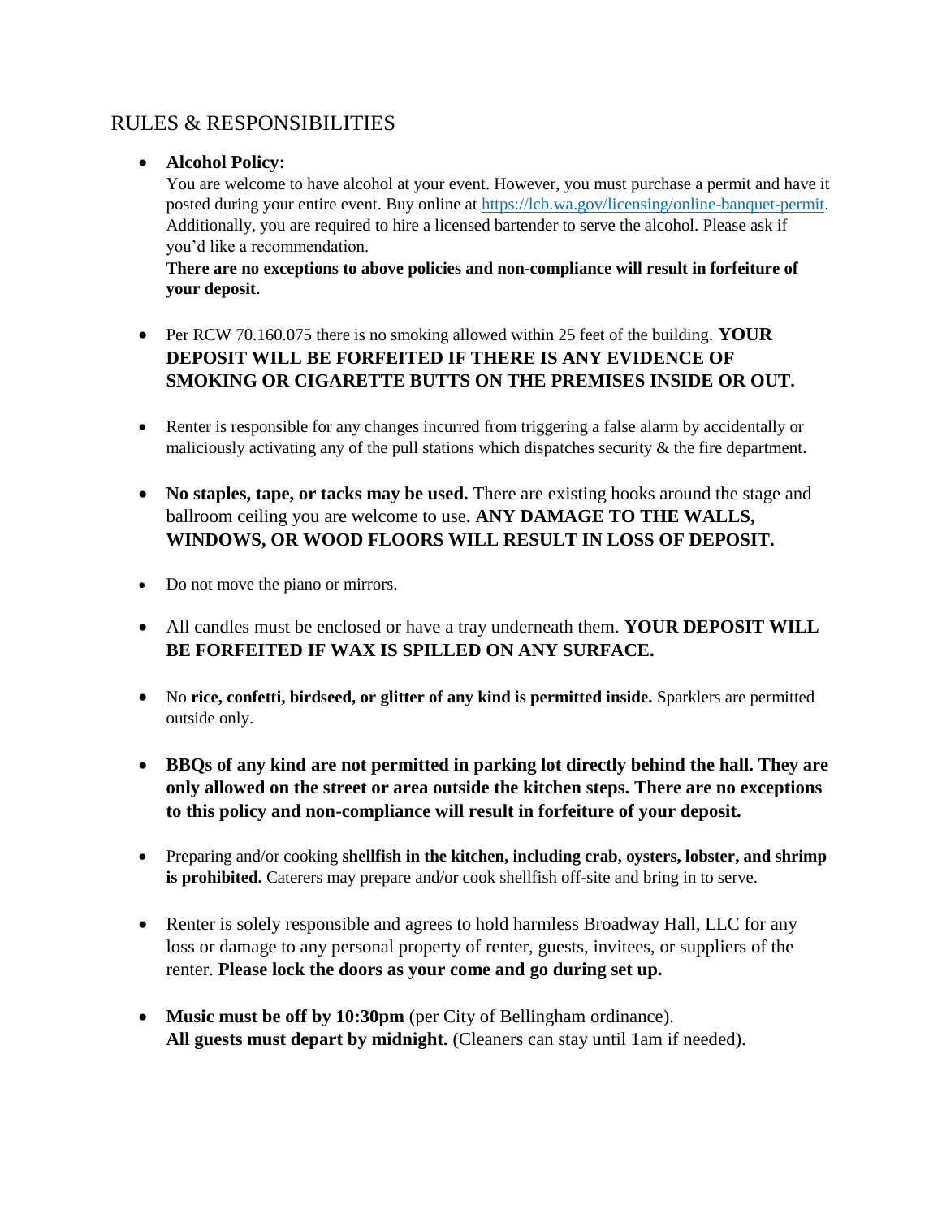## RULES & RESPONSIBILITIES

- **Alcohol Policy:**
  You are welcome to have alcohol at your event. However, you must purchase a permit and have it posted during your entire event. Buy online at [https://lcb.wa.gov/licensing/online-banquet-permit](https://lcb.wa.gov/licensing/online-banquet-permit). Additionally, you are required to hire a licensed bartender to serve the alcohol. Please ask if you'd like a recommendation.
  **There are no exceptions to above policies and non-compliance will result in forfeiture of your deposit.**

- Per RCW 70.160.075 there is no smoking allowed within 25 feet of the building. **YOUR DEPOSIT WILL BE FORFEITED IF THERE IS ANY EVIDENCE OF SMOKING OR CIGARETTE BUTTS ON THE PREMISES INSIDE OR OUT.**

- Renter is responsible for any changes incurred from triggering a false alarm by accidentally or maliciously activating any of the pull stations which dispatches security & the fire department.

- **No staples, tape, or tacks may be used.** There are existing hooks around the stage and ballroom ceiling you are welcome to use. **ANY DAMAGE TO THE WALLS, WINDOWS, OR WOOD FLOORS WILL RESULT IN LOSS OF DEPOSIT.**

- Do not move the piano or mirrors.

- All candles must be enclosed or have a tray underneath them. **YOUR DEPOSIT WILL BE FORFEITED IF WAX IS SPILLED ON ANY SURFACE.**

- No **rice, confetti, birdseed, or glitter of any kind is permitted inside.** Sparklers are permitted outside only.

- **BBQs of any kind are not permitted in parking lot directly behind the hall. They are only allowed on the street or area outside the kitchen steps. There are no exceptions to this policy and non-compliance will result in forfeiture of your deposit.**

- Preparing and/or cooking **shellfish in the kitchen, including crab, oysters, lobster, and shrimp is prohibited.** Caterers may prepare and/or cook shellfish off-site and bring in to serve.

- Renter is solely responsible and agrees to hold harmless Broadway Hall, LLC for any loss or damage to any personal property of renter, guests, invitees, or suppliers of the renter. **Please lock the doors as your come and go during set up.**

- **Music must be off by 10:30pm** (per City of Bellingham ordinance).
  **All guests must depart by midnight.** (Cleaners can stay until 1am if needed).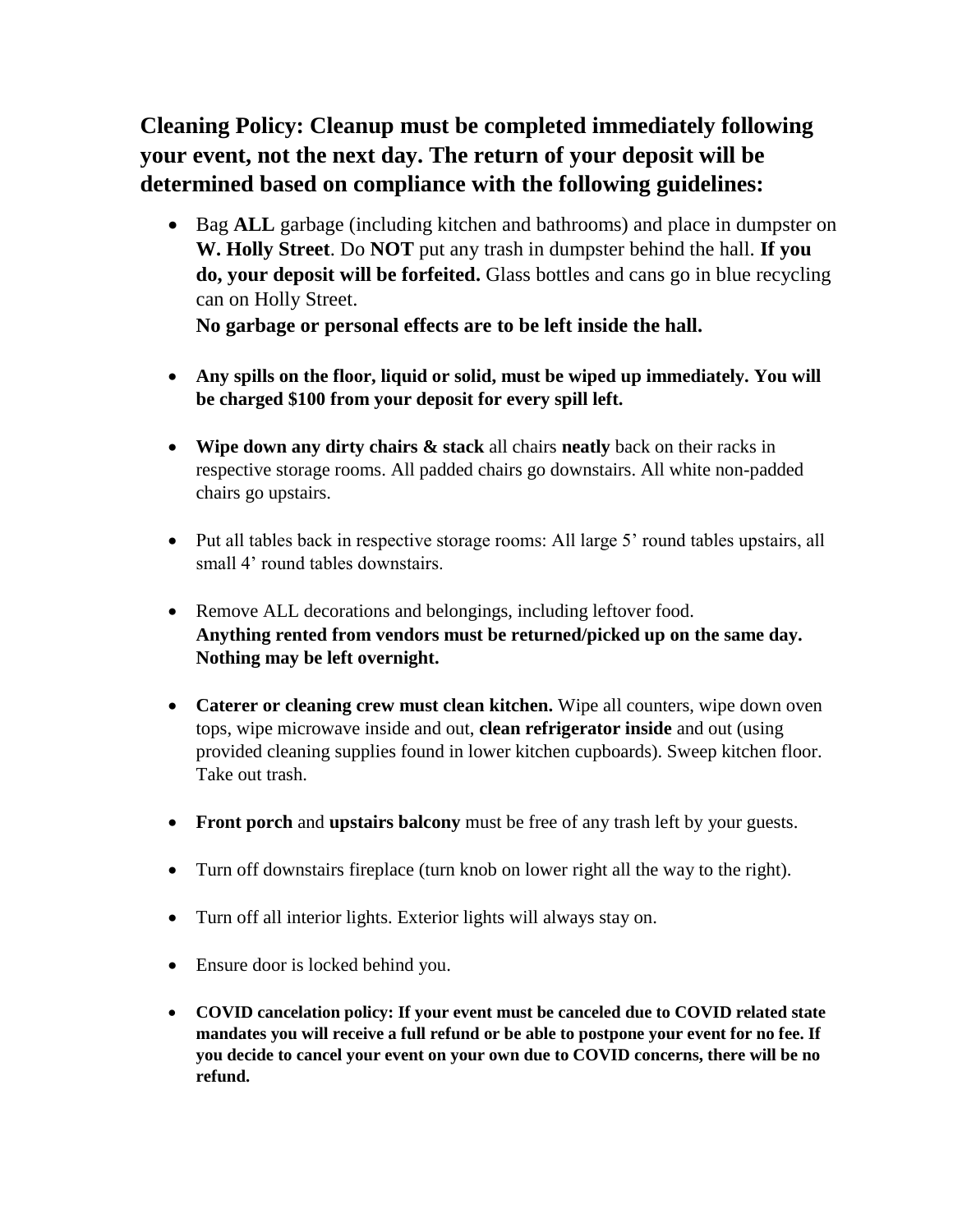## Cleaning Policy: Cleanup must be completed immediately following your event, not the next day. The return of your deposit will be determined based on compliance with the following guidelines:

- Bag **ALL** garbage (including kitchen and bathrooms) and place in dumpster on **W. Holly Street**. Do **NOT** put any trash in dumpster behind the hall. **If you do, your deposit will be forfeited.** Glass bottles and cans go in blue recycling can on Holly Street.
  **No garbage or personal effects are to be left inside the hall.**

- **Any spills on the floor, liquid or solid, must be wiped up immediately. You will be charged $100 from your deposit for every spill left.**

- **Wipe down any dirty chairs & stack** all chairs **neatly** back on their racks in respective storage rooms. All padded chairs go downstairs. All white non-padded chairs go upstairs.

- Put all tables back in respective storage rooms: All large 5' round tables upstairs, all small 4' round tables downstairs.

- Remove ALL decorations and belongings, including leftover food.
  **Anything rented from vendors must be returned/picked up on the same day. Nothing may be left overnight.**

- **Caterer or cleaning crew must clean kitchen.** Wipe all counters, wipe down oven tops, wipe microwave inside and out, **clean refrigerator inside** and out (using provided cleaning supplies found in lower kitchen cupboards). Sweep kitchen floor. Take out trash.

- **Front porch** and **upstairs balcony** must be free of any trash left by your guests.

- Turn off downstairs fireplace (turn knob on lower right all the way to the right).

- Turn off all interior lights. Exterior lights will always stay on.

- Ensure door is locked behind you.

- **COVID cancelation policy: If your event must be canceled due to COVID related state mandates you will receive a full refund or be able to postpone your event for no fee. If you decide to cancel your event on your own due to COVID concerns, there will be no refund.**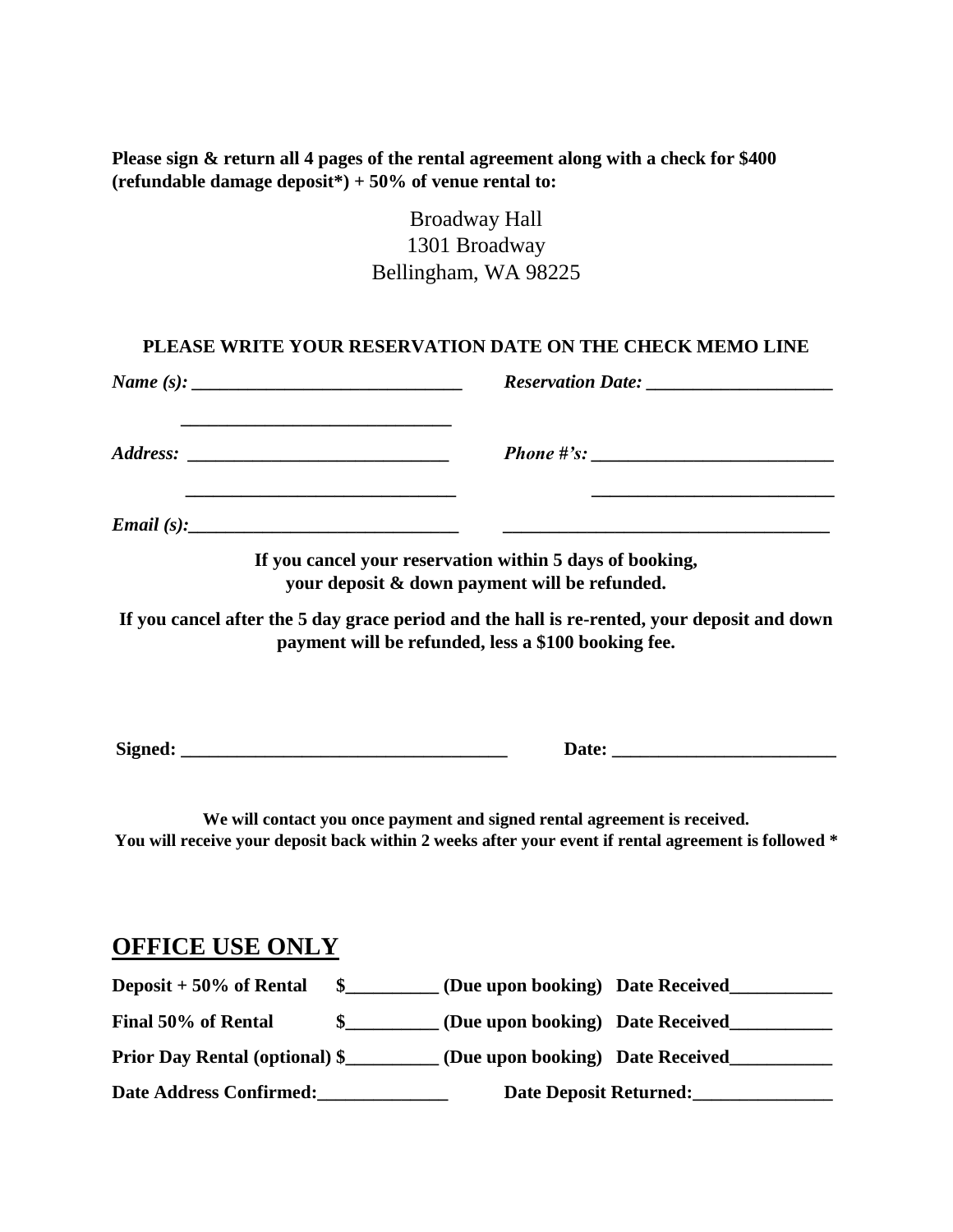**Please sign & return all 4 pages of the rental agreement along with a check for $400 (refundable damage deposit*) + 50% of venue rental to:**

Broadway Hall
1301 Broadway
Bellingham, WA 98225

**PLEASE WRITE YOUR RESERVATION DATE ON THE CHECK MEMO LINE**

***Name (s):*** ______________________________ ***Reservation Date:*** ____________________

______________________________

***Address:*** ______________________________ ***Phone #'s:*** __________________________

______________________________ __________________________

***Email (s):***______________________________ ____________________________________

**If you cancel your reservation within 5 days of booking, your deposit & down payment will be refunded.**

**If you cancel after the 5 day grace period and the hall is re-rented, your deposit and down payment will be refunded, less a $100 booking fee.**

**Signed:** ___________________________________ **Date:** ________________________

**We will contact you once payment and signed rental agreement is received.**
**You will receive your deposit back within 2 weeks after your event if rental agreement is followed ***

## OFFICE USE ONLY

**Deposit + 50% of Rental $__________ (Due upon booking) Date Received___________**

**Final 50% of Rental $__________ (Due upon booking) Date Received___________**

**Prior Day Rental (optional) $__________ (Due upon booking) Date Received___________**

**Date Address Confirmed:______________ Date Deposit Returned:_______________**